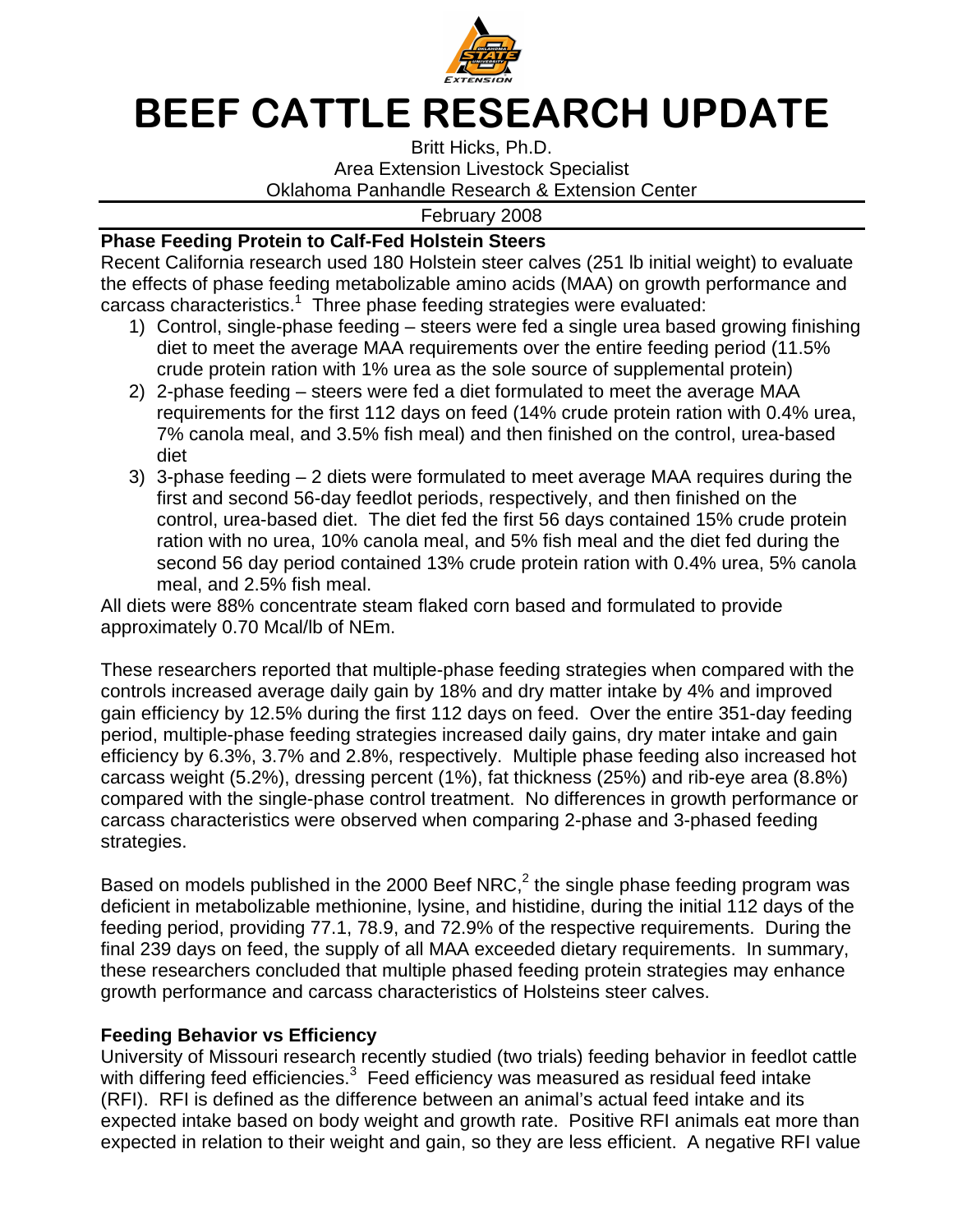# BEEF CATTLE RESEARCH UPDATE

Britt Hicks, Ph.D.
Area Extension Livestock Specialist
Oklahoma Panhandle Research & Extension Center

February 2008

**Phase Feeding Protein to Calf-Fed Holstein Steers**

Recent California research used 180 Holstein steer calves (251 lb initial weight) to evaluate the effects of phase feeding metabolizable amino acids (MAA) on growth performance and carcass characteristics.[1] Three phase feeding strategies were evaluated:

1) Control, single-phase feeding – steers were fed a single urea based growing finishing diet to meet the average MAA requirements over the entire feeding period (11.5% crude protein ration with 1% urea as the sole source of supplemental protein)
2) 2-phase feeding – steers were fed a diet formulated to meet the average MAA requirements for the first 112 days on feed (14% crude protein ration with 0.4% urea, 7% canola meal, and 3.5% fish meal) and then finished on the control, urea-based diet
3) 3-phase feeding – 2 diets were formulated to meet average MAA requires during the first and second 56-day feedlot periods, respectively, and then finished on the control, urea-based diet. The diet fed the first 56 days contained 15% crude protein ration with no urea, 10% canola meal, and 5% fish meal and the diet fed during the second 56 day period contained 13% crude protein ration with 0.4% urea, 5% canola meal, and 2.5% fish meal.

All diets were 88% concentrate steam flaked corn based and formulated to provide approximately 0.70 Mcal/lb of NEm.

These researchers reported that multiple-phase feeding strategies when compared with the controls increased average daily gain by 18% and dry matter intake by 4% and improved gain efficiency by 12.5% during the first 112 days on feed. Over the entire 351-day feeding period, multiple-phase feeding strategies increased daily gains, dry mater intake and gain efficiency by 6.3%, 3.7% and 2.8%, respectively. Multiple phase feeding also increased hot carcass weight (5.2%), dressing percent (1%), fat thickness (25%) and rib-eye area (8.8%) compared with the single-phase control treatment. No differences in growth performance or carcass characteristics were observed when comparing 2-phase and 3-phased feeding strategies.

Based on models published in the 2000 Beef NRC,[2] the single phase feeding program was deficient in metabolizable methionine, lysine, and histidine, during the initial 112 days of the feeding period, providing 77.1, 78.9, and 72.9% of the respective requirements. During the final 239 days on feed, the supply of all MAA exceeded dietary requirements. In summary, these researchers concluded that multiple phased feeding protein strategies may enhance growth performance and carcass characteristics of Holsteins steer calves.

**Feeding Behavior vs Efficiency**

University of Missouri research recently studied (two trials) feeding behavior in feedlot cattle with differing feed efficiencies.[3] Feed efficiency was measured as residual feed intake (RFI). RFI is defined as the difference between an animal's actual feed intake and its expected intake based on body weight and growth rate. Positive RFI animals eat more than expected in relation to their weight and gain, so they are less efficient. A negative RFI value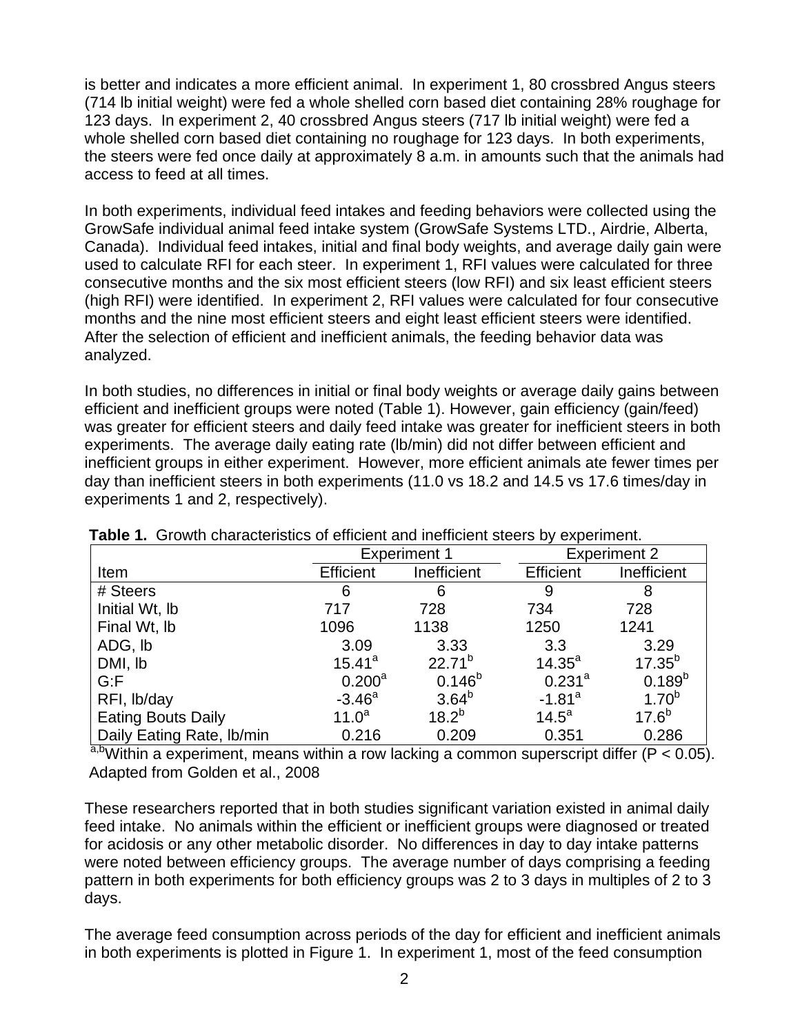is better and indicates a more efficient animal. In experiment 1, 80 crossbred Angus steers (714 lb initial weight) were fed a whole shelled corn based diet containing 28% roughage for 123 days. In experiment 2, 40 crossbred Angus steers (717 lb initial weight) were fed a whole shelled corn based diet containing no roughage for 123 days. In both experiments, the steers were fed once daily at approximately 8 a.m. in amounts such that the animals had access to feed at all times.

In both experiments, individual feed intakes and feeding behaviors were collected using the GrowSafe individual animal feed intake system (GrowSafe Systems LTD., Airdrie, Alberta, Canada). Individual feed intakes, initial and final body weights, and average daily gain were used to calculate RFI for each steer. In experiment 1, RFI values were calculated for three consecutive months and the six most efficient steers (low RFI) and six least efficient steers (high RFI) were identified. In experiment 2, RFI values were calculated for four consecutive months and the nine most efficient steers and eight least efficient steers were identified. After the selection of efficient and inefficient animals, the feeding behavior data was analyzed.

In both studies, no differences in initial or final body weights or average daily gains between efficient and inefficient groups were noted (Table 1). However, gain efficiency (gain/feed) was greater for efficient steers and daily feed intake was greater for inefficient steers in both experiments. The average daily eating rate (lb/min) did not differ between efficient and inefficient groups in either experiment. However, more efficient animals ate fewer times per day than inefficient steers in both experiments (11.0 vs 18.2 and 14.5 vs 17.6 times/day in experiments 1 and 2, respectively).

**Table 1.** Growth characteristics of efficient and inefficient steers by experiment.

| | Experiment 1 | | Experiment 2 | |
|---|---|---|---|---|
| Item | Efficient | Inefficient | Efficient | Inefficient |
| # Steers | 6 | 6 | 9 | 8 |
| Initial Wt, lb | 717 | 728 | 734 | 728 |
| Final Wt, lb | 1096 | 1138 | 1250 | 1241 |
| ADG, lb | 3.09 | 3.33 | 3.3 | 3.29 |
| DMI, lb | $15.41^a$ | $22.71^b$ | $14.35^a$ | $17.35^b$ |
| G:F | $0.200^a$ | $0.146^b$ | $0.231^a$ | $0.189^b$ |
| RFI, lb/day | $-3.46^a$ | $3.64^b$ | $-1.81^a$ | $1.70^b$ |
| Eating Bouts Daily | $11.0^a$ | $18.2^b$ | $14.5^a$ | $17.6^b$ |
| Daily Eating Rate, lb/min | 0.216 | 0.209 | 0.351 | 0.286 |

$^{a,b}$Within a experiment, means within a row lacking a common superscript differ ($P < 0.05$).
Adapted from Golden et al., 2008

These researchers reported that in both studies significant variation existed in animal daily feed intake. No animals within the efficient or inefficient groups were diagnosed or treated for acidosis or any other metabolic disorder. No differences in day to day intake patterns were noted between efficiency groups. The average number of days comprising a feeding pattern in both experiments for both efficiency groups was 2 to 3 days in multiples of 2 to 3 days.

The average feed consumption across periods of the day for efficient and inefficient animals in both experiments is plotted in Figure 1. In experiment 1, most of the feed consumption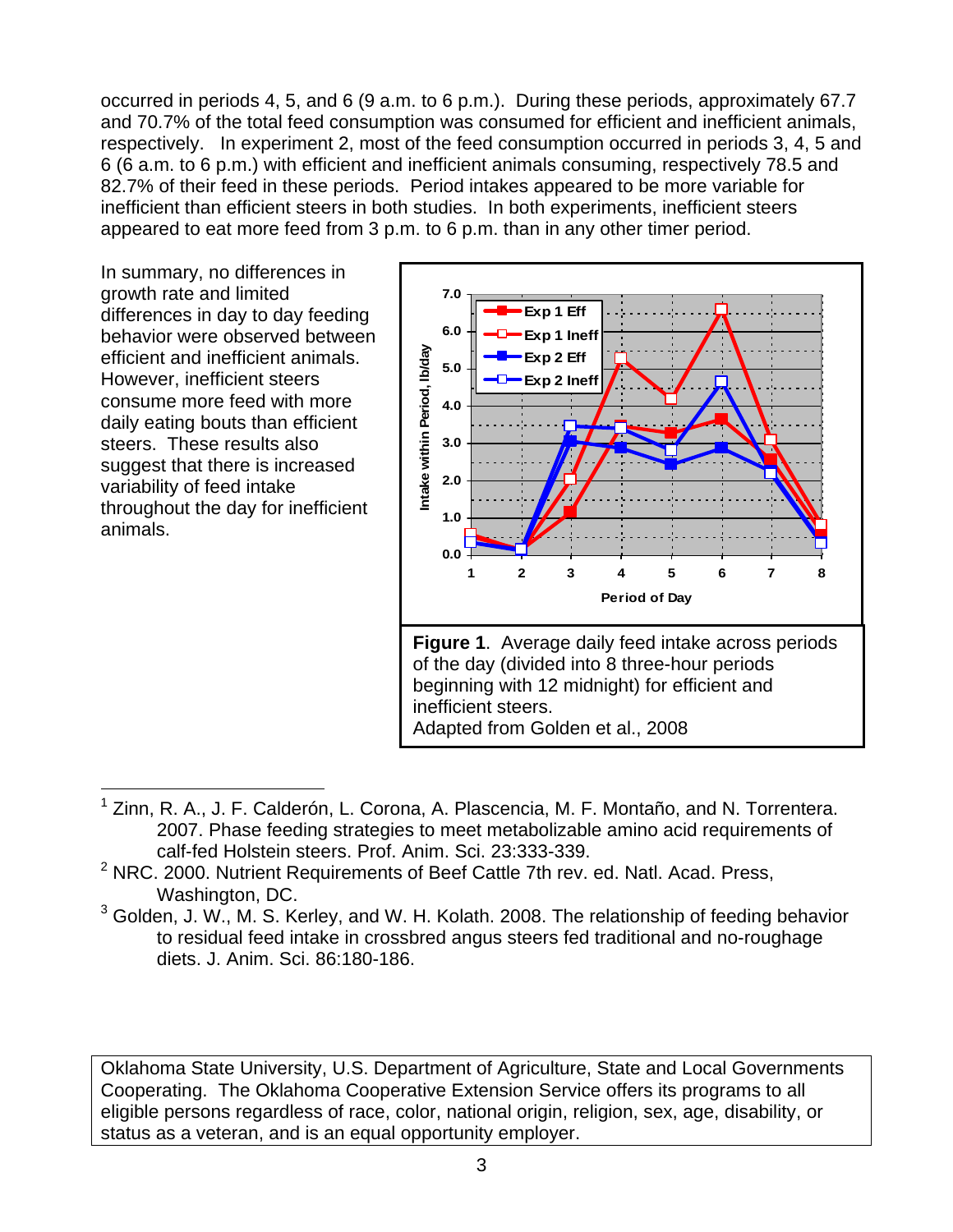occurred in periods 4, 5, and 6 (9 a.m. to 6 p.m.). During these periods, approximately 67.7 and 70.7% of the total feed consumption was consumed for efficient and inefficient animals, respectively. In experiment 2, most of the feed consumption occurred in periods 3, 4, 5 and 6 (6 a.m. to 6 p.m.) with efficient and inefficient animals consuming, respectively 78.5 and 82.7% of their feed in these periods. Period intakes appeared to be more variable for inefficient than efficient steers in both studies. In both experiments, inefficient steers appeared to eat more feed from 3 p.m. to 6 p.m. than in any other timer period.

In summary, no differences in growth rate and limited differences in day to day feeding behavior were observed between efficient and inefficient animals. However, inefficient steers consume more feed with more daily eating bouts than efficient steers. These results also suggest that there is increased variability of feed intake throughout the day for inefficient animals.

Exp 1 Eff
Exp 1 Ineff
Exp 2 Eff
Exp 2 Ineff

Intake within Period, lb/day

7.0
6.0
5.0
4.0
3.0
2.0
1.0
0.0

1 2 3 4 5 6 7 8

Period of Day

**Figure 1**. Average daily feed intake across periods of the day (divided into 8 three-hour periods beginning with 12 midnight) for efficient and inefficient steers.
Adapted from Golden et al., 2008

---

[1] Zinn, R. A., J. F. Calderón, L. Corona, A. Plascencia, M. F. Montaño, and N. Torrentera. 2007. Phase feeding strategies to meet metabolizable amino acid requirements of calf-fed Holstein steers. Prof. Anim. Sci. 23:333-339.

[2] NRC. 2000. Nutrient Requirements of Beef Cattle 7th rev. ed. Natl. Acad. Press, Washington, DC.

[3] Golden, J. W., M. S. Kerley, and W. H. Kolath. 2008. The relationship of feeding behavior to residual feed intake in crossbred angus steers fed traditional and no-roughage diets. J. Anim. Sci. 86:180-186.

Oklahoma State University, U.S. Department of Agriculture, State and Local Governments Cooperating. The Oklahoma Cooperative Extension Service offers its programs to all eligible persons regardless of race, color, national origin, religion, sex, age, disability, or status as a veteran, and is an equal opportunity employer.